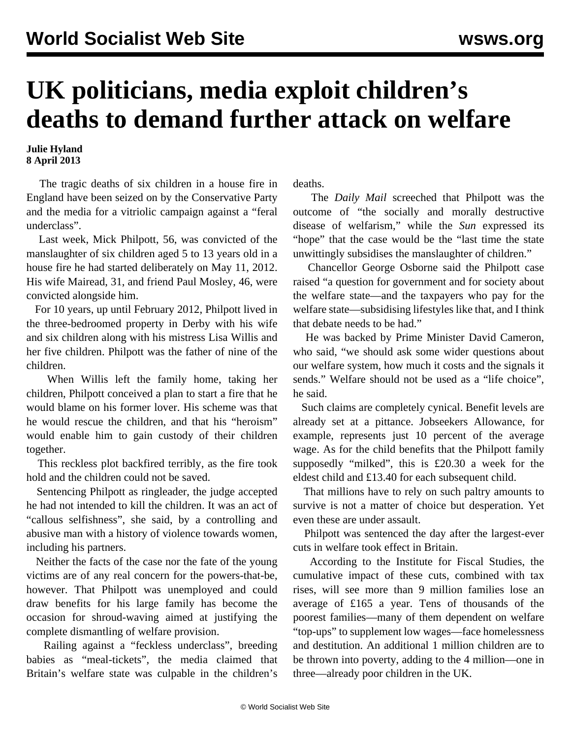# UK politicians, media exploit children's deaths to demand further attack on welfare

**Julie Hyland**
**8 April 2013**

The tragic deaths of six children in a house fire in England have been seized on by the Conservative Party and the media for a vitriolic campaign against a "feral underclass".

Last week, Mick Philpott, 56, was convicted of the manslaughter of six children aged 5 to 13 years old in a house fire he had started deliberately on May 11, 2012. His wife Mairead, 31, and friend Paul Mosley, 46, were convicted alongside him.

For 10 years, up until February 2012, Philpott lived in the three-bedroomed property in Derby with his wife and six children along with his mistress Lisa Willis and her five children. Philpott was the father of nine of the children.

When Willis left the family home, taking her children, Philpott conceived a plan to start a fire that he would blame on his former lover. His scheme was that he would rescue the children, and that his "heroism" would enable him to gain custody of their children together.

This reckless plot backfired terribly, as the fire took hold and the children could not be saved.

Sentencing Philpott as ringleader, the judge accepted he had not intended to kill the children. It was an act of "callous selfishness", she said, by a controlling and abusive man with a history of violence towards women, including his partners.

Neither the facts of the case nor the fate of the young victims are of any real concern for the powers-that-be, however. That Philpott was unemployed and could draw benefits for his large family has become the occasion for shroud-waving aimed at justifying the complete dismantling of welfare provision.

Railing against a "feckless underclass", breeding babies as "meal-tickets", the media claimed that Britain's welfare state was culpable in the children's deaths.

The *Daily Mail* screeched that Philpott was the outcome of "the socially and morally destructive disease of welfarism," while the *Sun* expressed its "hope" that the case would be the "last time the state unwittingly subsidises the manslaughter of children."

Chancellor George Osborne said the Philpott case raised "a question for government and for society about the welfare state—and the taxpayers who pay for the welfare state—subsidising lifestyles like that, and I think that debate needs to be had."

He was backed by Prime Minister David Cameron, who said, "we should ask some wider questions about our welfare system, how much it costs and the signals it sends." Welfare should not be used as a "life choice", he said.

Such claims are completely cynical. Benefit levels are already set at a pittance. Jobseekers Allowance, for example, represents just 10 percent of the average wage. As for the child benefits that the Philpott family supposedly "milked", this is £20.30 a week for the eldest child and £13.40 for each subsequent child.

That millions have to rely on such paltry amounts to survive is not a matter of choice but desperation. Yet even these are under assault.

Philpott was sentenced the day after the largest-ever cuts in welfare took effect in Britain.

According to the Institute for Fiscal Studies, the cumulative impact of these cuts, combined with tax rises, will see more than 9 million families lose an average of £165 a year. Tens of thousands of the poorest families—many of them dependent on welfare "top-ups" to supplement low wages—face homelessness and destitution. An additional 1 million children are to be thrown into poverty, adding to the 4 million—one in three—already poor children in the UK.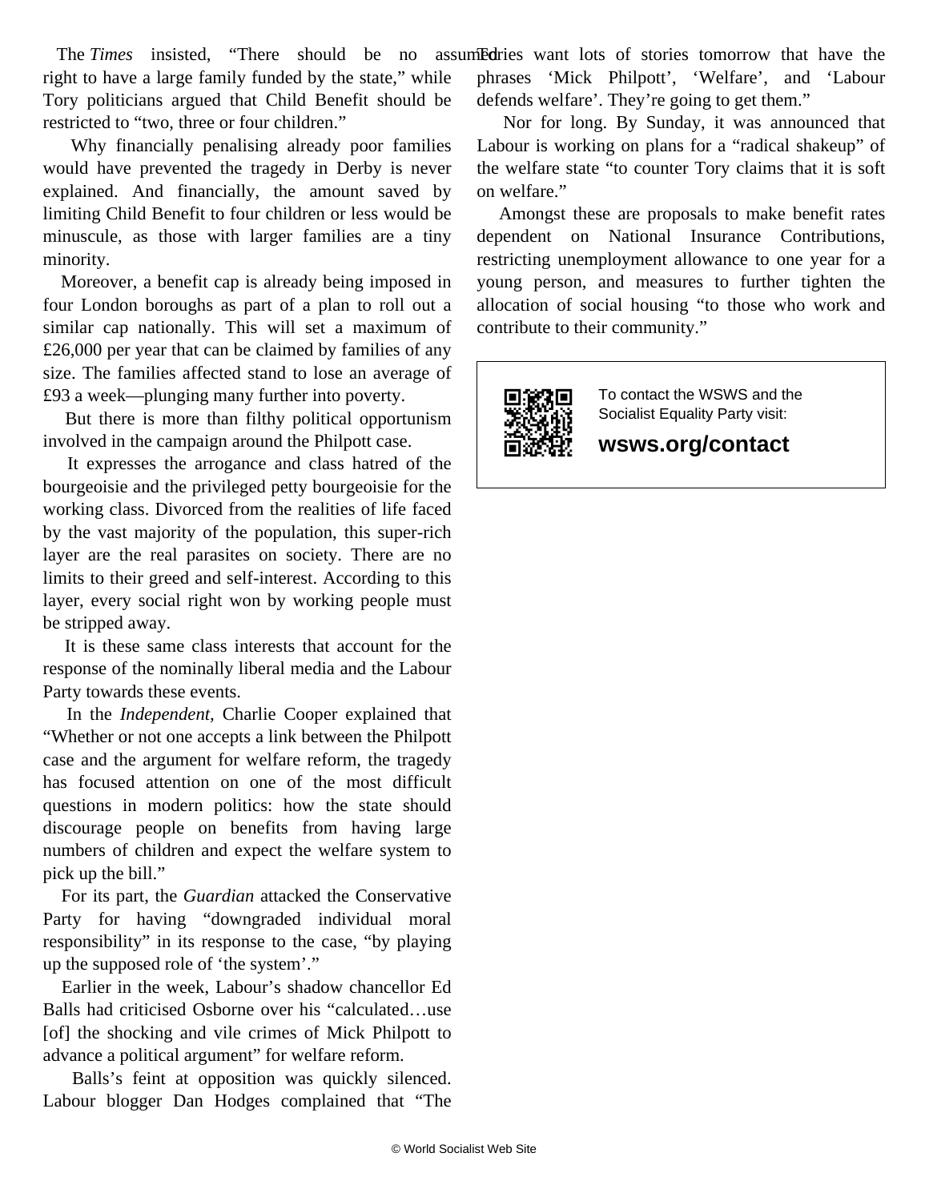The *Times* insisted, “There should be no assumed right to have a large family funded by the state,” while Tory politicians argued that Child Benefit should be restricted to “two, three or four children.”

Why financially penalising already poor families would have prevented the tragedy in Derby is never explained. And financially, the amount saved by limiting Child Benefit to four children or less would be minuscule, as those with larger families are a tiny minority.

Moreover, a benefit cap is already being imposed in four London boroughs as part of a plan to roll out a similar cap nationally. This will set a maximum of £26,000 per year that can be claimed by families of any size. The families affected stand to lose an average of £93 a week—plunging many further into poverty.

But there is more than filthy political opportunism involved in the campaign around the Philpott case.

It expresses the arrogance and class hatred of the bourgeoisie and the privileged petty bourgeoisie for the working class. Divorced from the realities of life faced by the vast majority of the population, this super-rich layer are the real parasites on society. There are no limits to their greed and self-interest. According to this layer, every social right won by working people must be stripped away.

It is these same class interests that account for the response of the nominally liberal media and the Labour Party towards these events.

In the *Independent*, Charlie Cooper explained that “Whether or not one accepts a link between the Philpott case and the argument for welfare reform, the tragedy has focused attention on one of the most difficult questions in modern politics: how the state should discourage people on benefits from having large numbers of children and expect the welfare system to pick up the bill.”

For its part, the *Guardian* attacked the Conservative Party for having “downgraded individual moral responsibility” in its response to the case, “by playing up the supposed role of ‘the system’.”

Earlier in the week, Labour’s shadow chancellor Ed Balls had criticised Osborne over his “calculated…use [of] the shocking and vile crimes of Mick Philpott to advance a political argument” for welfare reform.

Balls’s feint at opposition was quickly silenced. Labour blogger Dan Hodges complained that “The Tories want lots of stories tomorrow that have the phrases ‘Mick Philpott’, ‘Welfare’, and ‘Labour defends welfare’. They’re going to get them.”

Nor for long. By Sunday, it was announced that Labour is working on plans for a “radical shakeup” of the welfare state “to counter Tory claims that it is soft on welfare.”

Amongst these are proposals to make benefit rates dependent on National Insurance Contributions, restricting unemployment allowance to one year for a young person, and measures to further tighten the allocation of social housing “to those who work and contribute to their community.”

To contact the WSWS and the Socialist Equality Party visit:

**wsws.org/contact**